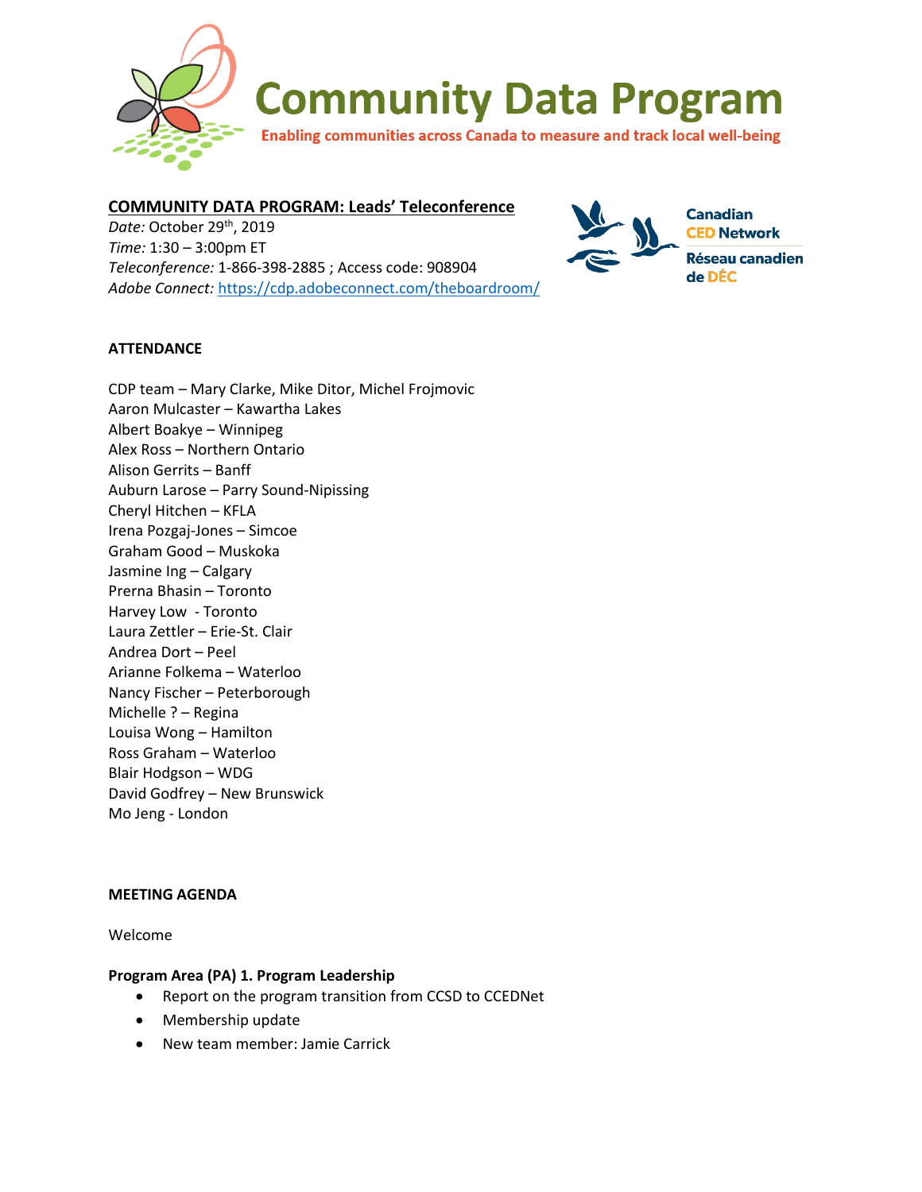# Community Data Program

Enabling communities across Canada to measure and track local well-being

Canadian CED Network
Réseau canadien de DÉC

**COMMUNITY DATA PROGRAM: Leads' Teleconference**

*Date:* October 29th, 2019
*Time:* 1:30 – 3:00pm ET
*Teleconference:* 1-866-398-2885 ; Access code: 908904
*Adobe Connect:* https://cdp.adobeconnect.com/theboardroom/

**ATTENDANCE**

CDP team – Mary Clarke, Mike Ditor, Michel Frojmovic
Aaron Mulcaster – Kawartha Lakes
Albert Boakye – Winnipeg
Alex Ross – Northern Ontario
Alison Gerrits – Banff
Auburn Larose – Parry Sound-Nipissing
Cheryl Hitchen – KFLA
Irena Pozgaj-Jones – Simcoe
Graham Good – Muskoka
Jasmine Ing – Calgary
Prerna Bhasin – Toronto
Harvey Low - Toronto
Laura Zettler – Erie-St. Clair
Andrea Dort – Peel
Arianne Folkema – Waterloo
Nancy Fischer – Peterborough
Michelle ? – Regina
Louisa Wong – Hamilton
Ross Graham – Waterloo
Blair Hodgson – WDG
David Godfrey – New Brunswick
Mo Jeng - London

**MEETING AGENDA**

Welcome

**Program Area (PA) 1. Program Leadership**

- Report on the program transition from CCSD to CCEDNet
- Membership update
- New team member: Jamie Carrick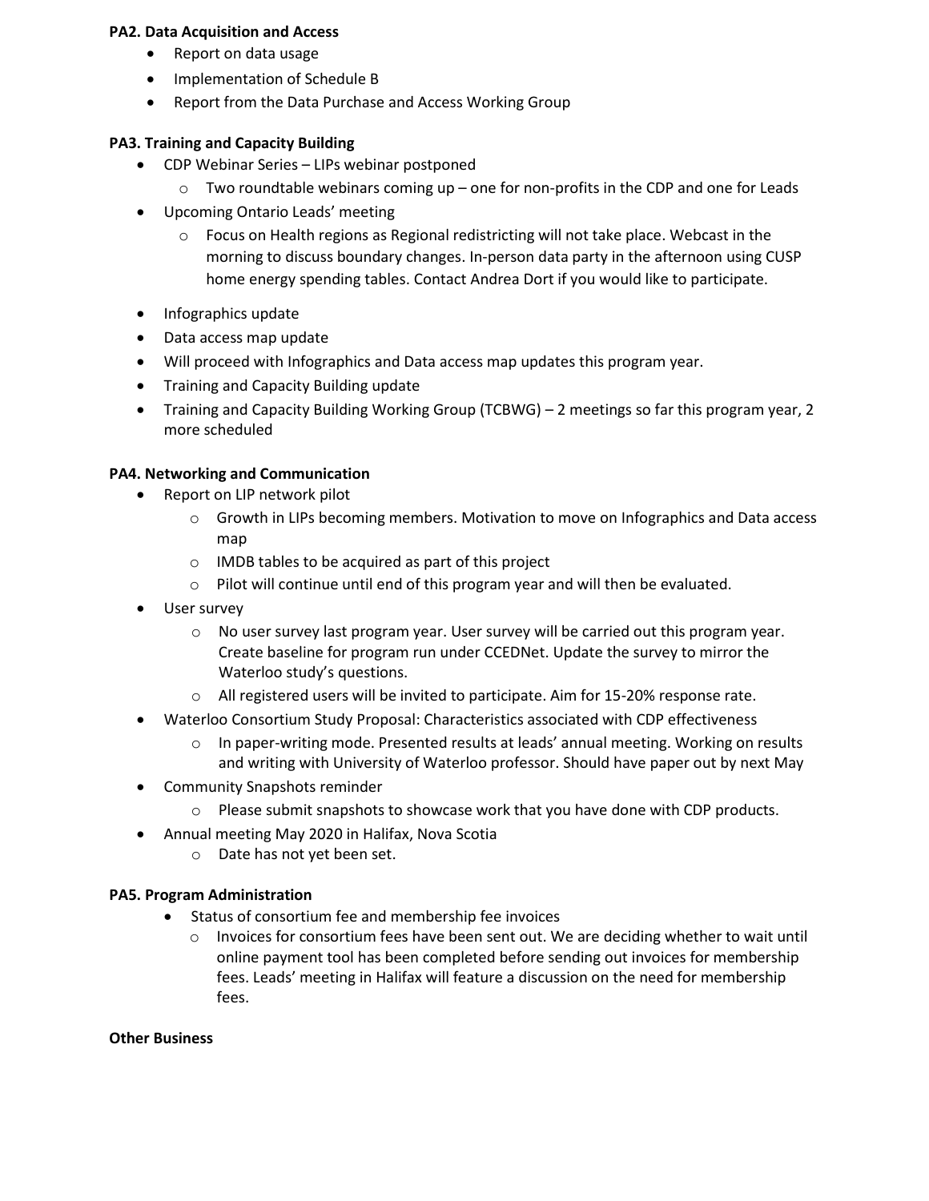**PA2. Data Acquisition and Access**

- Report on data usage
- Implementation of Schedule B
- Report from the Data Purchase and Access Working Group

**PA3. Training and Capacity Building**

- CDP Webinar Series – LIPs webinar postponed
  - Two roundtable webinars coming up – one for non-profits in the CDP and one for Leads
- Upcoming Ontario Leads' meeting
  - Focus on Health regions as Regional redistricting will not take place. Webcast in the morning to discuss boundary changes. In-person data party in the afternoon using CUSP home energy spending tables. Contact Andrea Dort if you would like to participate.
- Infographics update
- Data access map update
- Will proceed with Infographics and Data access map updates this program year.
- Training and Capacity Building update
- Training and Capacity Building Working Group (TCBWG) – 2 meetings so far this program year, 2 more scheduled

**PA4. Networking and Communication**

- Report on LIP network pilot
  - Growth in LIPs becoming members. Motivation to move on Infographics and Data access map
  - IMDB tables to be acquired as part of this project
  - Pilot will continue until end of this program year and will then be evaluated.
- User survey
  - No user survey last program year. User survey will be carried out this program year. Create baseline for program run under CCEDNet. Update the survey to mirror the Waterloo study's questions.
  - All registered users will be invited to participate. Aim for 15-20% response rate.
- Waterloo Consortium Study Proposal: Characteristics associated with CDP effectiveness
  - In paper-writing mode. Presented results at leads' annual meeting. Working on results and writing with University of Waterloo professor. Should have paper out by next May
- Community Snapshots reminder
  - Please submit snapshots to showcase work that you have done with CDP products.
- Annual meeting May 2020 in Halifax, Nova Scotia
  - Date has not yet been set.

**PA5. Program Administration**

- Status of consortium fee and membership fee invoices
  - Invoices for consortium fees have been sent out. We are deciding whether to wait until online payment tool has been completed before sending out invoices for membership fees. Leads' meeting in Halifax will feature a discussion on the need for membership fees.

**Other Business**